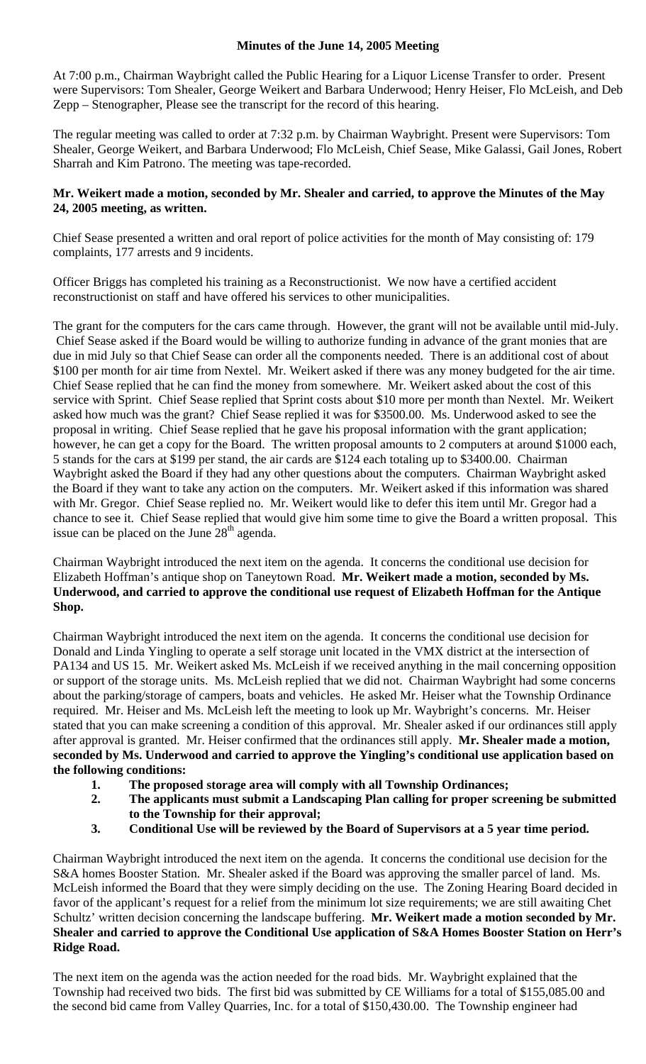# Minutes of the June 14, 2005 Meeting

At 7:00 p.m., Chairman Waybright called the Public Hearing for a Liquor License Transfer to order. Present were Supervisors: Tom Shealer, George Weikert and Barbara Underwood; Henry Heiser, Flo McLeish, and Deb Zepp – Stenographer, Please see the transcript for the record of this hearing.

The regular meeting was called to order at 7:32 p.m. by Chairman Waybright. Present were Supervisors: Tom Shealer, George Weikert, and Barbara Underwood; Flo McLeish, Chief Sease, Mike Galassi, Gail Jones, Robert Sharrah and Kim Patrono. The meeting was tape-recorded.

**Mr. Weikert made a motion, seconded by Mr. Shealer and carried, to approve the Minutes of the May 24, 2005 meeting, as written.**

Chief Sease presented a written and oral report of police activities for the month of May consisting of: 179 complaints, 177 arrests and 9 incidents.

Officer Briggs has completed his training as a Reconstructionist. We now have a certified accident reconstructionist on staff and have offered his services to other municipalities.

The grant for the computers for the cars came through. However, the grant will not be available until mid-July. Chief Sease asked if the Board would be willing to authorize funding in advance of the grant monies that are due in mid July so that Chief Sease can order all the components needed. There is an additional cost of about $100 per month for air time from Nextel. Mr. Weikert asked if there was any money budgeted for the air time. Chief Sease replied that he can find the money from somewhere. Mr. Weikert asked about the cost of this service with Sprint. Chief Sease replied that Sprint costs about $10 more per month than Nextel. Mr. Weikert asked how much was the grant? Chief Sease replied it was for $3500.00. Ms. Underwood asked to see the proposal in writing. Chief Sease replied that he gave his proposal information with the grant application; however, he can get a copy for the Board. The written proposal amounts to 2 computers at around $1000 each, 5 stands for the cars at $199 per stand, the air cards are $124 each totaling up to $3400.00. Chairman Waybright asked the Board if they had any other questions about the computers. Chairman Waybright asked the Board if they want to take any action on the computers. Mr. Weikert asked if this information was shared with Mr. Gregor. Chief Sease replied no. Mr. Weikert would like to defer this item until Mr. Gregor had a chance to see it. Chief Sease replied that would give him some time to give the Board a written proposal. This issue can be placed on the June 28th agenda.

Chairman Waybright introduced the next item on the agenda. It concerns the conditional use decision for Elizabeth Hoffman's antique shop on Taneytown Road. **Mr. Weikert made a motion, seconded by Ms. Underwood, and carried to approve the conditional use request of Elizabeth Hoffman for the Antique Shop.**

Chairman Waybright introduced the next item on the agenda. It concerns the conditional use decision for Donald and Linda Yingling to operate a self storage unit located in the VMX district at the intersection of PA134 and US 15. Mr. Weikert asked Ms. McLeish if we received anything in the mail concerning opposition or support of the storage units. Ms. McLeish replied that we did not. Chairman Waybright had some concerns about the parking/storage of campers, boats and vehicles. He asked Mr. Heiser what the Township Ordinance required. Mr. Heiser and Ms. McLeish left the meeting to look up Mr. Waybright's concerns. Mr. Heiser stated that you can make screening a condition of this approval. Mr. Shealer asked if our ordinances still apply after approval is granted. Mr. Heiser confirmed that the ordinances still apply. **Mr. Shealer made a motion, seconded by Ms. Underwood and carried to approve the Yingling's conditional use application based on the following conditions:**

1. **The proposed storage area will comply with all Township Ordinances;**
2. **The applicants must submit a Landscaping Plan calling for proper screening be submitted to the Township for their approval;**
3. **Conditional Use will be reviewed by the Board of Supervisors at a 5 year time period.**

Chairman Waybright introduced the next item on the agenda. It concerns the conditional use decision for the S&A homes Booster Station. Mr. Shealer asked if the Board was approving the smaller parcel of land. Ms. McLeish informed the Board that they were simply deciding on the use. The Zoning Hearing Board decided in favor of the applicant's request for a relief from the minimum lot size requirements; we are still awaiting Chet Schultz' written decision concerning the landscape buffering. **Mr. Weikert made a motion seconded by Mr. Shealer and carried to approve the Conditional Use application of S&A Homes Booster Station on Herr's Ridge Road.**

The next item on the agenda was the action needed for the road bids. Mr. Waybright explained that the Township had received two bids. The first bid was submitted by CE Williams for a total of $155,085.00 and the second bid came from Valley Quarries, Inc. for a total of $150,430.00. The Township engineer had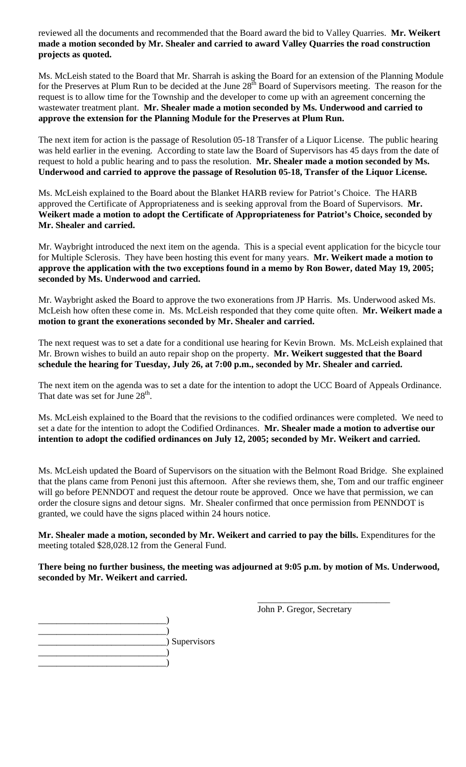reviewed all the documents and recommended that the Board award the bid to Valley Quarries. **Mr. Weikert made a motion seconded by Mr. Shealer and carried to award Valley Quarries the road construction projects as quoted.**

Ms. McLeish stated to the Board that Mr. Sharrah is asking the Board for an extension of the Planning Module for the Preserves at Plum Run to be decided at the June 28th Board of Supervisors meeting. The reason for the request is to allow time for the Township and the developer to come up with an agreement concerning the wastewater treatment plant. **Mr. Shealer made a motion seconded by Ms. Underwood and carried to approve the extension for the Planning Module for the Preserves at Plum Run.**

The next item for action is the passage of Resolution 05-18 Transfer of a Liquor License. The public hearing was held earlier in the evening. According to state law the Board of Supervisors has 45 days from the date of request to hold a public hearing and to pass the resolution. **Mr. Shealer made a motion seconded by Ms. Underwood and carried to approve the passage of Resolution 05-18, Transfer of the Liquor License.**

Ms. McLeish explained to the Board about the Blanket HARB review for Patriot's Choice. The HARB approved the Certificate of Appropriateness and is seeking approval from the Board of Supervisors. **Mr. Weikert made a motion to adopt the Certificate of Appropriateness for Patriot's Choice, seconded by Mr. Shealer and carried.**

Mr. Waybright introduced the next item on the agenda. This is a special event application for the bicycle tour for Multiple Sclerosis. They have been hosting this event for many years. **Mr. Weikert made a motion to approve the application with the two exceptions found in a memo by Ron Bower, dated May 19, 2005; seconded by Ms. Underwood and carried.**

Mr. Waybright asked the Board to approve the two exonerations from JP Harris. Ms. Underwood asked Ms. McLeish how often these come in. Ms. McLeish responded that they come quite often. **Mr. Weikert made a motion to grant the exonerations seconded by Mr. Shealer and carried.**

The next request was to set a date for a conditional use hearing for Kevin Brown. Ms. McLeish explained that Mr. Brown wishes to build an auto repair shop on the property. **Mr. Weikert suggested that the Board schedule the hearing for Tuesday, July 26, at 7:00 p.m., seconded by Mr. Shealer and carried.**

The next item on the agenda was to set a date for the intention to adopt the UCC Board of Appeals Ordinance. That date was set for June 28th.

Ms. McLeish explained to the Board that the revisions to the codified ordinances were completed. We need to set a date for the intention to adopt the Codified Ordinances. **Mr. Shealer made a motion to advertise our intention to adopt the codified ordinances on July 12, 2005; seconded by Mr. Weikert and carried.**

Ms. McLeish updated the Board of Supervisors on the situation with the Belmont Road Bridge. She explained that the plans came from Penoni just this afternoon. After she reviews them, she, Tom and our traffic engineer will go before PENNDOT and request the detour route be approved. Once we have that permission, we can order the closure signs and detour signs. Mr. Shealer confirmed that once permission from PENNDOT is granted, we could have the signs placed within 24 hours notice.

**Mr. Shealer made a motion, seconded by Mr. Weikert and carried to pay the bills.** Expenditures for the meeting totaled $28,028.12 from the General Fund.

**There being no further business, the meeting was adjourned at 9:05 p.m. by motion of Ms. Underwood, seconded by Mr. Weikert and carried.**

_____________________________
John P. Gregor, Secretary

____________________________)
____________________________)
____________________________) Supervisors
____________________________)
____________________________)